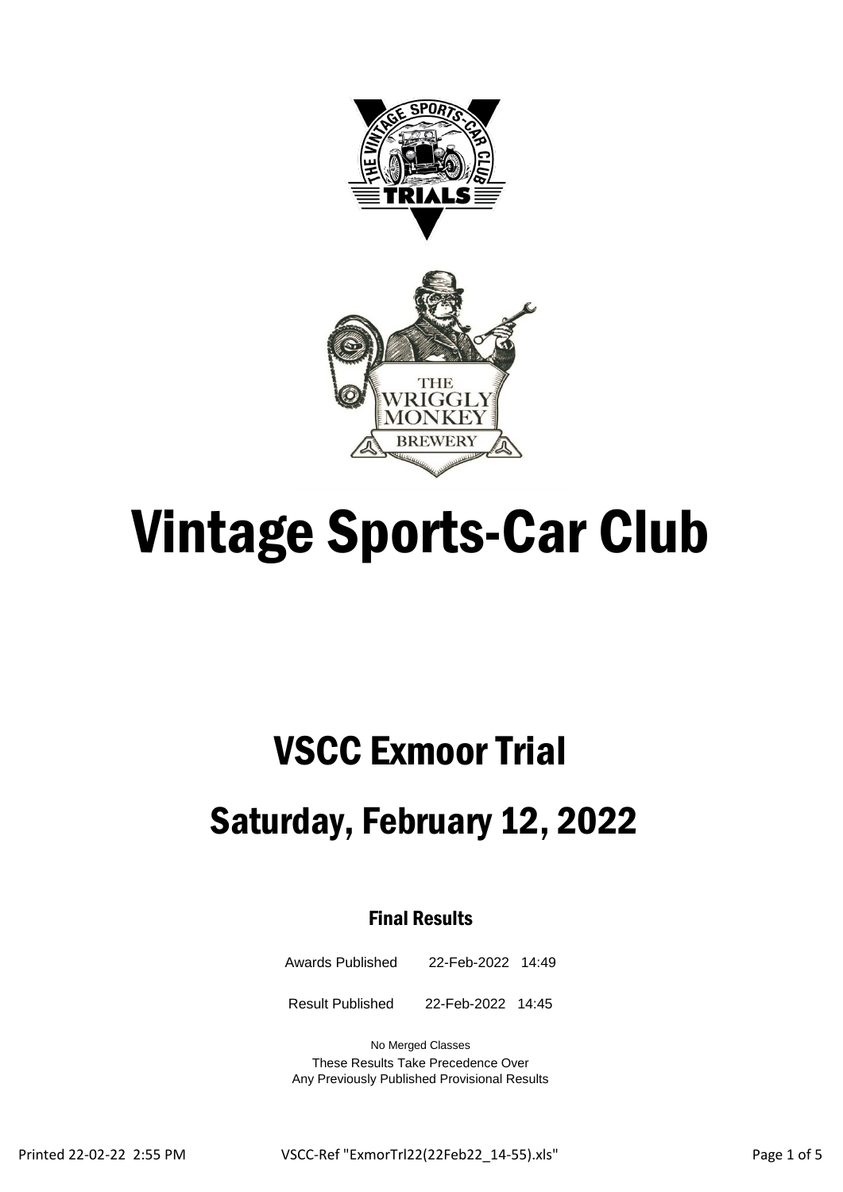# Vintage Sports-Car Club

## VSCC Exmoor Trial

## Saturday, February 12, 2022

### Final Results

Awards Published 22-Feb-2022 14:49

Result Published 22-Feb-2022 14:45

No Merged Classes

These Results Take Precedence Over
Any Previously Published Provisional Results

Printed 22-02-22 2:55 PM VSCC-Ref "ExmorTrl22(22Feb22_14-55).xls"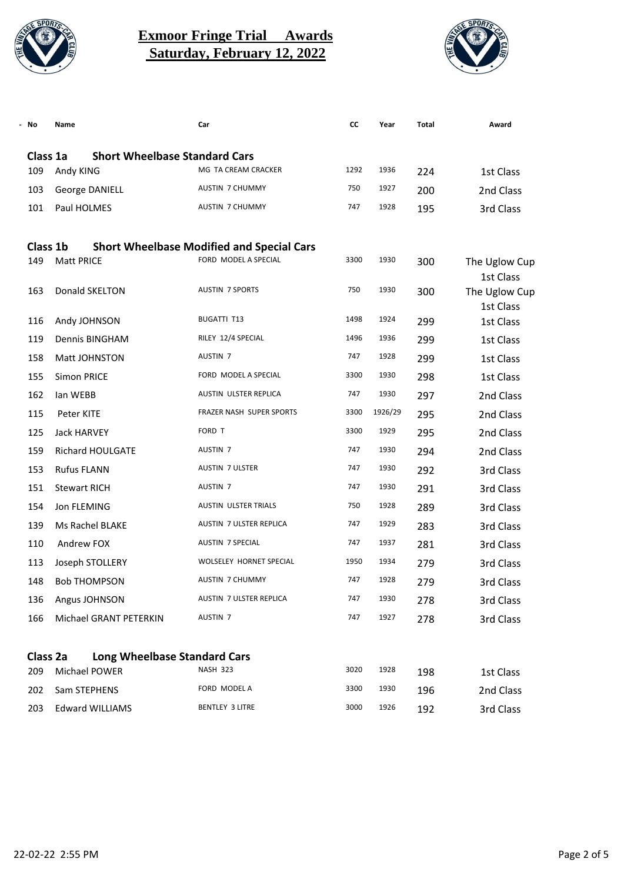# Exmoor Fringe Trial Awards
## Saturday, February 12, 2022

| No | Name | Car | CC | Year | Total | Award |
|---|---|---|---|---|---|---|
| **Class 1a** | **Short Wheelbase Standard Cars** | | | | | |
| 109 | Andy KING | MG TA CREAM CRACKER | 1292 | 1936 | 224 | 1st Class |
| 103 | George DANIELL | AUSTIN 7 CHUMMY | 750 | 1927 | 200 | 2nd Class |
| 101 | Paul HOLMES | AUSTIN 7 CHUMMY | 747 | 1928 | 195 | 3rd Class |
| **Class 1b** | **Short Wheelbase Modified and Special Cars** | | | | | |
| 149 | Matt PRICE | FORD MODEL A SPECIAL | 3300 | 1930 | 300 | The Uglow Cup 1st Class |
| 163 | Donald SKELTON | AUSTIN 7 SPORTS | 750 | 1930 | 300 | The Uglow Cup 1st Class |
| 116 | Andy JOHNSON | BUGATTI T13 | 1498 | 1924 | 299 | 1st Class |
| 119 | Dennis BINGHAM | RILEY 12/4 SPECIAL | 1496 | 1936 | 299 | 1st Class |
| 158 | Matt JOHNSTON | AUSTIN 7 | 747 | 1928 | 299 | 1st Class |
| 155 | Simon PRICE | FORD MODEL A SPECIAL | 3300 | 1930 | 298 | 1st Class |
| 162 | Ian WEBB | AUSTIN ULSTER REPLICA | 747 | 1930 | 297 | 2nd Class |
| 115 | Peter KITE | FRAZER NASH SUPER SPORTS | 3300 | 1926/29 | 295 | 2nd Class |
| 125 | Jack HARVEY | FORD T | 3300 | 1929 | 295 | 2nd Class |
| 159 | Richard HOULGATE | AUSTIN 7 | 747 | 1930 | 294 | 2nd Class |
| 153 | Rufus FLANN | AUSTIN 7 ULSTER | 747 | 1930 | 292 | 3rd Class |
| 151 | Stewart RICH | AUSTIN 7 | 747 | 1930 | 291 | 3rd Class |
| 154 | Jon FLEMING | AUSTIN ULSTER TRIALS | 750 | 1928 | 289 | 3rd Class |
| 139 | Ms Rachel BLAKE | AUSTIN 7 ULSTER REPLICA | 747 | 1929 | 283 | 3rd Class |
| 110 | Andrew FOX | AUSTIN 7 SPECIAL | 747 | 1937 | 281 | 3rd Class |
| 113 | Joseph STOLLERY | WOLSELEY HORNET SPECIAL | 1950 | 1934 | 279 | 3rd Class |
| 148 | Bob THOMPSON | AUSTIN 7 CHUMMY | 747 | 1928 | 279 | 3rd Class |
| 136 | Angus JOHNSON | AUSTIN 7 ULSTER REPLICA | 747 | 1930 | 278 | 3rd Class |
| 166 | Michael GRANT PETERKIN | AUSTIN 7 | 747 | 1927 | 278 | 3rd Class |
| **Class 2a** | **Long Wheelbase Standard Cars** | | | | | |
| 209 | Michael POWER | NASH 323 | 3020 | 1928 | 198 | 1st Class |
| 202 | Sam STEPHENS | FORD MODEL A | 3300 | 1930 | 196 | 2nd Class |
| 203 | Edward WILLIAMS | BENTLEY 3 LITRE | 3000 | 1926 | 192 | 3rd Class |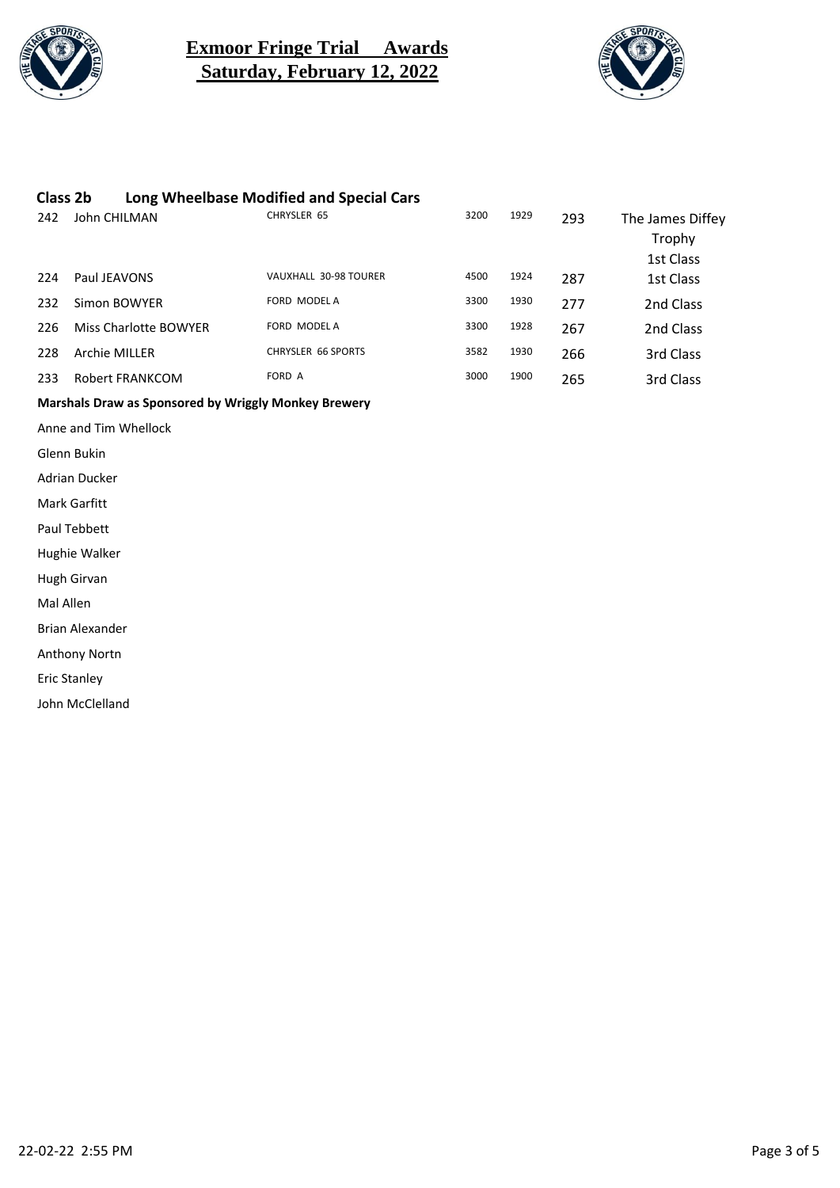# Exmoor Fringe Trial Awards
## Saturday, February 12, 2022

### Class 2b Long Wheelbase Modified and Special Cars

| | | | | | | |
|---|---|---|---|---|---|---|
| 242 | John CHILMAN | CHRYSLER 65 | 3200 | 1929 | 293 | The James Diffey Trophy 1st Class |
| 224 | Paul JEAVONS | VAUXHALL 30-98 TOURER | 4500 | 1924 | 287 | 1st Class |
| 232 | Simon BOWYER | FORD MODEL A | 3300 | 1930 | 277 | 2nd Class |
| 226 | Miss Charlotte BOWYER | FORD MODEL A | 3300 | 1928 | 267 | 2nd Class |
| 228 | Archie MILLER | CHRYSLER 66 SPORTS | 3582 | 1930 | 266 | 3rd Class |
| 233 | Robert FRANKCOM | FORD A | 3000 | 1900 | 265 | 3rd Class |

**Marshals Draw as Sponsored by Wriggly Monkey Brewery**

Anne and Tim Whellock

Glenn Bukin

Adrian Ducker

Mark Garfitt

Paul Tebbett

Hughie Walker

Hugh Girvan

Mal Allen

Brian Alexander

Anthony Nortn

Eric Stanley

John McClelland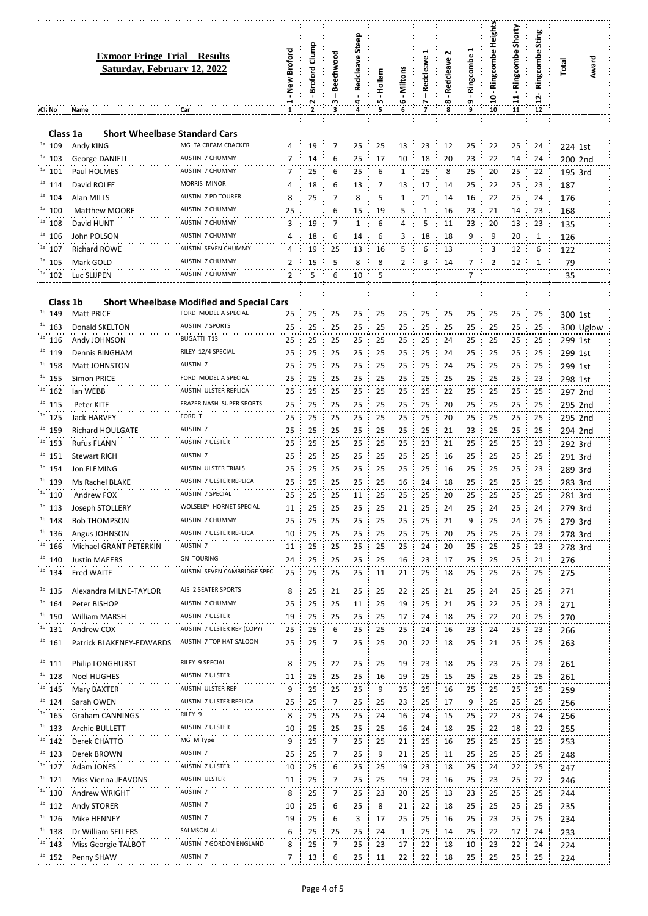# Exmoor Fringe Trial Results

## Saturday, February 12, 2022

| Cl. | No | Name | Car | 1 - New Broford | 2 - Broford Clump | 3 – Beechwood | 4 - Redcleave Steep | 5 - Hollam | 6 - Miltons | 7 – Redcleave 1 | 8 - Redcleave 2 | 9 - Ringcombe 1 | 10 - Ringcombe Heights | 11 - Ringcombe Shorty | 12- Ringcombe Sting | Total | Award |
|---|---|---|---|---|---|---|---|---|---|---|---|---|---|---|---|---|---|
| | | | | 1 | 2 | 3 | 4 | 5 | 6 | 7 | 8 | 9 | 10 | 11 | 12 | | |
| **Class 1a** | | **Short Wheelbase Standard Cars** | | | | | | | | | | | | | | | |
| 1a | 109 | Andy KING | MG TA CREAM CRACKER | 4 | 19 | 7 | 25 | 25 | 13 | 23 | 12 | 25 | 22 | 25 | 24 | 224 | 1st |
| 1a | 103 | George DANIELL | AUSTIN 7 CHUMMY | 7 | 14 | 6 | 25 | 17 | 10 | 18 | 20 | 23 | 22 | 14 | 24 | 200 | 2nd |
| 1a | 101 | Paul HOLMES | AUSTIN 7 CHUMMY | 7 | 25 | 6 | 25 | 6 | 1 | 25 | 8 | 25 | 20 | 25 | 22 | 195 | 3rd |
| 1a | 114 | David ROLFE | MORRIS MINOR | 4 | 18 | 6 | 13 | 7 | 13 | 17 | 14 | 25 | 22 | 25 | 23 | 187 | |
| 1a | 104 | Alan MILLS | AUSTIN 7 PD TOURER | 8 | 25 | 7 | 8 | 5 | 1 | 21 | 14 | 16 | 22 | 25 | 24 | 176 | |
| 1a | 100 | Matthew MOORE | AUSTIN 7 CHUMMY | 25 | | 6 | 15 | 19 | 5 | 1 | 16 | 23 | 21 | 14 | 23 | 168 | |
| 1a | 108 | David HUNT | AUSTIN 7 CHUMMY | 3 | 19 | 7 | 1 | 6 | 4 | 5 | 11 | 23 | 20 | 13 | 23 | 135 | |
| 1a | 106 | John POLSON | AUSTIN 7 CHUMMY | 4 | 18 | 6 | 14 | 6 | 3 | 18 | 18 | 9 | 9 | 20 | 1 | 126 | |
| 1a | 107 | Richard ROWE | AUSTIN SEVEN CHUMMY | 4 | 19 | 25 | 13 | 16 | 5 | 6 | 13 | | 3 | 12 | 6 | 122 | |
| 1a | 105 | Mark GOLD | AUSTIN 7 CHUMMY | 2 | 15 | 5 | 8 | 8 | 2 | 3 | 14 | 7 | 2 | 12 | 1 | 79 | |
| 1a | 102 | Luc SLIJPEN | AUSTIN 7 CHUMMY | 2 | 5 | 6 | 10 | 5 | | | | 7 | | | | 35 | |
| **Class 1b** | | **Short Wheelbase Modified and Special Cars** | | | | | | | | | | | | | | | |
| 1b | 149 | Matt PRICE | FORD MODEL A SPECIAL | 25 | 25 | 25 | 25 | 25 | 25 | 25 | 25 | 25 | 25 | 25 | 25 | 300 | 1st |
| 1b | 163 | Donald SKELTON | AUSTIN 7 SPORTS | 25 | 25 | 25 | 25 | 25 | 25 | 25 | 25 | 25 | 25 | 25 | 25 | 300 | Uglow |
| 1b | 116 | Andy JOHNSON | BUGATTI T13 | 25 | 25 | 25 | 25 | 25 | 25 | 25 | 24 | 25 | 25 | 25 | 25 | 299 | 1st |
| 1b | 119 | Dennis BINGHAM | RILEY 12/4 SPECIAL | 25 | 25 | 25 | 25 | 25 | 25 | 25 | 24 | 25 | 25 | 25 | 25 | 299 | 1st |
| 1b | 158 | Matt JOHNSTON | AUSTIN 7 | 25 | 25 | 25 | 25 | 25 | 25 | 25 | 24 | 25 | 25 | 25 | 25 | 299 | 1st |
| 1b | 155 | Simon PRICE | FORD MODEL A SPECIAL | 25 | 25 | 25 | 25 | 25 | 25 | 25 | 25 | 25 | 25 | 25 | 23 | 298 | 1st |
| 1b | 162 | Ian WEBB | AUSTIN ULSTER REPLICA | 25 | 25 | 25 | 25 | 25 | 25 | 25 | 22 | 25 | 25 | 25 | 25 | 297 | 2nd |
| 1b | 115 | Peter KITE | FRAZER NASH SUPER SPORTS | 25 | 25 | 25 | 25 | 25 | 25 | 25 | 20 | 25 | 25 | 25 | 25 | 295 | 2nd |
| 1b | 125 | Jack HARVEY | FORD T | 25 | 25 | 25 | 25 | 25 | 25 | 25 | 20 | 25 | 25 | 25 | 25 | 295 | 2nd |
| 1b | 159 | Richard HOULGATE | AUSTIN 7 | 25 | 25 | 25 | 25 | 25 | 25 | 25 | 21 | 23 | 25 | 25 | 25 | 294 | 2nd |
| 1b | 153 | Rufus FLANN | AUSTIN 7 ULSTER | 25 | 25 | 25 | 25 | 25 | 25 | 23 | 21 | 25 | 25 | 25 | 23 | 292 | 3rd |
| 1b | 151 | Stewart RICH | AUSTIN 7 | 25 | 25 | 25 | 25 | 25 | 25 | 25 | 16 | 25 | 25 | 25 | 25 | 291 | 3rd |
| 1b | 154 | Jon FLEMING | AUSTIN ULSTER TRIALS | 25 | 25 | 25 | 25 | 25 | 25 | 25 | 16 | 25 | 25 | 25 | 23 | 289 | 3rd |
| 1b | 139 | Ms Rachel BLAKE | AUSTIN 7 ULSTER REPLICA | 25 | 25 | 25 | 25 | 25 | 16 | 24 | 18 | 25 | 25 | 25 | 25 | 283 | 3rd |
| 1b | 110 | Andrew FOX | AUSTIN 7 SPECIAL | 25 | 25 | 25 | 11 | 25 | 25 | 25 | 20 | 25 | 25 | 25 | 25 | 281 | 3rd |
| 1b | 113 | Joseph STOLLERY | WOLSELEY HORNET SPECIAL | 11 | 25 | 25 | 25 | 25 | 21 | 25 | 24 | 25 | 24 | 25 | 24 | 279 | 3rd |
| 1b | 148 | Bob THOMPSON | AUSTIN 7 CHUMMY | 25 | 25 | 25 | 25 | 25 | 25 | 25 | 21 | 9 | 25 | 24 | 25 | 279 | 3rd |
| 1b | 136 | Angus JOHNSON | AUSTIN 7 ULSTER REPLICA | 10 | 25 | 25 | 25 | 25 | 25 | 25 | 20 | 25 | 25 | 25 | 23 | 278 | 3rd |
| 1b | 166 | Michael GRANT PETERKIN | AUSTIN 7 | 11 | 25 | 25 | 25 | 25 | 25 | 24 | 20 | 25 | 25 | 25 | 23 | 278 | 3rd |
| 1b | 140 | Justin MAEERS | GN TOURING | 24 | 25 | 25 | 25 | 25 | 16 | 23 | 17 | 25 | 25 | 25 | 21 | 276 | |
| 1b | 134 | Fred WAITE | AUSTIN SEVEN CAMBRIDGE SPEC | 25 | 25 | 25 | 25 | 11 | 21 | 25 | 18 | 25 | 25 | 25 | 25 | 275 | |
| 1b | 135 | Alexandra MILNE-TAYLOR | AJS 2 SEATER SPORTS | 8 | 25 | 21 | 25 | 25 | 22 | 25 | 21 | 25 | 24 | 25 | 25 | 271 | |
| 1b | 164 | Peter BISHOP | AUSTIN 7 CHUMMY | 25 | 25 | 25 | 11 | 25 | 19 | 25 | 21 | 25 | 22 | 25 | 23 | 271 | |
| 1b | 150 | William MARSH | AUSTIN 7 ULSTER | 19 | 25 | 25 | 25 | 25 | 17 | 24 | 18 | 25 | 22 | 20 | 25 | 270 | |
| 1b | 131 | Andrew COX | AUSTIN 7 ULSTER REP (COPY) | 25 | 25 | 6 | 25 | 25 | 25 | 24 | 16 | 23 | 24 | 25 | 23 | 266 | |
| 1b | 161 | Patrick BLAKENEY-EDWARDS | AUSTIN 7 TOP HAT SALOON | 25 | 25 | 7 | 25 | 25 | 20 | 22 | 18 | 25 | 21 | 25 | 25 | 263 | |
| 1b | 111 | Philip LONGHURST | RILEY 9 SPECIAL | 8 | 25 | 22 | 25 | 25 | 19 | 23 | 18 | 25 | 23 | 25 | 23 | 261 | |
| 1b | 128 | Noel HUGHES | AUSTIN 7 ULSTER | 11 | 25 | 25 | 25 | 16 | 19 | 25 | 15 | 25 | 25 | 25 | 25 | 261 | |
| 1b | 145 | Mary BAXTER | AUSTIN ULSTER REP | 9 | 25 | 25 | 25 | 9 | 25 | 25 | 16 | 25 | 25 | 25 | 25 | 259 | |
| 1b | 124 | Sarah OWEN | AUSTIN 7 ULSTER REPLICA | 25 | 25 | 7 | 25 | 25 | 23 | 25 | 17 | 9 | 25 | 25 | 25 | 256 | |
| 1b | 165 | Graham CANNINGS | RILEY 9 | 8 | 25 | 25 | 25 | 24 | 16 | 24 | 15 | 25 | 22 | 23 | 24 | 256 | |
| 1b | 133 | Archie BULLETT | AUSTIN 7 ULSTER | 10 | 25 | 25 | 25 | 25 | 16 | 24 | 18 | 25 | 22 | 18 | 22 | 255 | |
| 1b | 142 | Derek CHATTO | MG M Type | 9 | 25 | 7 | 25 | 25 | 21 | 25 | 16 | 25 | 25 | 25 | 25 | 253 | |
| 1b | 123 | Derek BROWN | AUSTIN 7 | 25 | 25 | 7 | 25 | 9 | 21 | 25 | 11 | 25 | 25 | 25 | 25 | 248 | |
| 1b | 127 | Adam JONES | AUSTIN 7 ULSTER | 10 | 25 | 6 | 25 | 25 | 19 | 23 | 18 | 25 | 24 | 22 | 25 | 247 | |
| 1b | 121 | Miss Vienna JEAVONS | AUSTIN ULSTER | 11 | 25 | 7 | 25 | 25 | 19 | 23 | 16 | 25 | 23 | 25 | 22 | 246 | |
| 1b | 130 | Andrew WRIGHT | AUSTIN 7 | 8 | 25 | 7 | 25 | 23 | 20 | 25 | 13 | 23 | 25 | 25 | 25 | 244 | |
| 1b | 112 | Andy STORER | AUSTIN 7 | 10 | 25 | 6 | 25 | 8 | 21 | 22 | 18 | 25 | 25 | 25 | 25 | 235 | |
| 1b | 126 | Mike HENNEY | AUSTIN 7 | 19 | 25 | 6 | 3 | 17 | 25 | 25 | 16 | 25 | 23 | 25 | 25 | 234 | |
| 1b | 138 | Dr William SELLERS | SALMSON AL | 6 | 25 | 25 | 25 | 24 | 1 | 25 | 14 | 25 | 22 | 17 | 24 | 233 | |
| 1b | 143 | Miss Georgie TALBOT | AUSTIN 7 GORDON ENGLAND | 8 | 25 | 7 | 25 | 23 | 17 | 22 | 18 | 10 | 23 | 22 | 24 | 224 | |
| 1b | 152 | Penny SHAW | AUSTIN 7 | 7 | 13 | 6 | 25 | 11 | 22 | 22 | 18 | 25 | 25 | 25 | 25 | 224 | |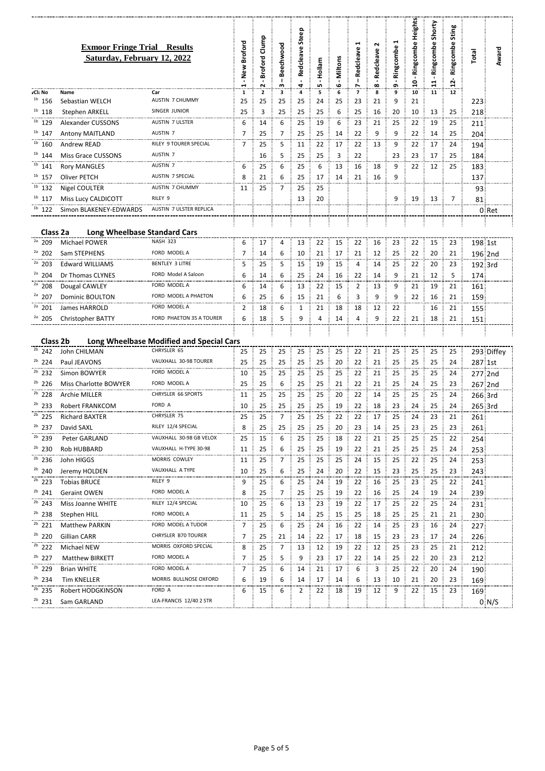# Exmoor Fringe Trial Results

## Saturday, February 12, 2022

| Cl | No | Name | Car | 1 - New Broford | 2 - Broford Clump | 3 – Beechwood | 4 - Redcleave Steep | 5 - Hollam | 6 - Miltons | 7 – Redcleave 1 | 8 - Redcleave 2 | 9 - Ringcombe 1 | 10 - Ringcombe Heights | 11 - Ringcombe Shorty | 12- Ringcombe Sting | Total | Award |
|---|---|---|---|---|---|---|---|---|---|---|---|---|---|---|---|---|---|
| | | | | 1 | 2 | 3 | 4 | 5 | 6 | 7 | 8 | 9 | 10 | 11 | 12 | | |
| 1b | 156 | Sebastian WELCH | AUSTIN 7 CHUMMY | 25 | 25 | 25 | 25 | 24 | 25 | 23 | 21 | 9 | 21 | | | 223 | |
| 1b | 118 | Stephen ARKELL | SINGER JUNIOR | 25 | 3 | 25 | 25 | 25 | 6 | 25 | 16 | 20 | 10 | 13 | 25 | 218 | |
| 1b | 129 | Alexander CUSSONS | AUSTIN 7 ULSTER | 6 | 14 | 6 | 25 | 19 | 6 | 23 | 21 | 25 | 22 | 19 | 25 | 211 | |
| 1b | 147 | Antony MAITLAND | AUSTIN 7 | 7 | 25 | 7 | 25 | 25 | 14 | 22 | 9 | 9 | 22 | 14 | 25 | 204 | |
| 1b | 160 | Andrew READ | RILEY 9 TOURER SPECIAL | 7 | 25 | 5 | 11 | 22 | 17 | 22 | 13 | 9 | 22 | 17 | 24 | 194 | |
| 1b | 144 | Miss Grace CUSSONS | AUSTIN 7 | | 16 | 5 | 25 | 25 | 3 | 22 | | 23 | 23 | 17 | 25 | 184 | |
| 1b | 141 | Rory MANGLES | AUSTIN 7 | 6 | 25 | 6 | 25 | 6 | 13 | 16 | 18 | 9 | 22 | 12 | 25 | 183 | |
| 1b | 157 | Oliver PETCH | AUSTIN 7 SPECIAL | 8 | 21 | 6 | 25 | 17 | 14 | 21 | 16 | 9 | | | | 137 | |
| 1b | 132 | Nigel COULTER | AUSTIN 7 CHUMMY | 11 | 25 | 7 | 25 | 25 | | | | | | | | 93 | |
| 1b | 117 | Miss Lucy CALDICOTT | RILEY 9 | | | | 13 | 20 | | | | 9 | 19 | 13 | 7 | 81 | |
| 1b | 122 | Simon BLAKENEY-EDWARDS | AUSTIN 7 ULSTER REPLICA | | | | | | | | | | | | | 0 | Ret |
| **Class 2a** | | **Long Wheelbase Standard Cars** | | | | | | | | | | | | | | | |
| 2a | 209 | Michael POWER | NASH 323 | 6 | 17 | 4 | 13 | 22 | 15 | 22 | 16 | 23 | 22 | 15 | 23 | 198 | 1st |
| 2a | 202 | Sam STEPHENS | FORD MODEL A | 7 | 14 | 6 | 10 | 21 | 17 | 21 | 12 | 25 | 22 | 20 | 21 | 196 | 2nd |
| 2a | 203 | Edward WILLIAMS | BENTLEY 3 LITRE | 5 | 25 | 5 | 15 | 19 | 15 | 4 | 14 | 25 | 22 | 20 | 23 | 192 | 3rd |
| 2a | 204 | Dr Thomas CLYNES | FORD Model A Saloon | 6 | 14 | 6 | 25 | 24 | 16 | 22 | 14 | 9 | 21 | 12 | 5 | 174 | |
| 2a | 208 | Dougal CAWLEY | FORD MODEL A | 6 | 14 | 6 | 13 | 22 | 15 | 2 | 13 | 9 | 21 | 19 | 21 | 161 | |
| 2a | 207 | Dominic BOULTON | FORD MODEL A PHAETON | 6 | 25 | 6 | 15 | 21 | 6 | 3 | 9 | 9 | 22 | 16 | 21 | 159 | |
| 2a | 201 | James HARROLD | FORD MODEL A | 2 | 18 | 6 | 1 | 21 | 18 | 18 | 12 | 22 | | 16 | 21 | 155 | |
| 2a | 205 | Christopher BATTY | FORD PHAETON 35 A TOURER | 6 | 18 | 5 | 9 | 4 | 14 | 4 | 9 | 22 | 21 | 18 | 21 | 151 | |
| **Class 2b** | | **Long Wheelbase Modified and Special Cars** | | | | | | | | | | | | | | | |
| 2b | 242 | John CHILMAN | CHRYSLER 65 | 25 | 25 | 25 | 25 | 25 | 25 | 22 | 21 | 25 | 25 | 25 | 25 | 293 | Diffey |
| 2b | 224 | Paul JEAVONS | VAUXHALL 30-98 TOURER | 25 | 25 | 25 | 25 | 25 | 20 | 22 | 21 | 25 | 25 | 25 | 24 | 287 | 1st |
| 2b | 232 | Simon BOWYER | FORD MODEL A | 10 | 25 | 25 | 25 | 25 | 25 | 22 | 21 | 25 | 25 | 25 | 24 | 277 | 2nd |
| 2b | 226 | Miss Charlotte BOWYER | FORD MODEL A | 25 | 25 | 6 | 25 | 25 | 21 | 22 | 21 | 25 | 24 | 25 | 23 | 267 | 2nd |
| 2b | 228 | Archie MILLER | CHRYSLER 66 SPORTS | 11 | 25 | 25 | 25 | 25 | 20 | 22 | 14 | 25 | 25 | 25 | 24 | 266 | 3rd |
| 2b | 233 | Robert FRANKCOM | FORD A | 10 | 25 | 25 | 25 | 25 | 19 | 22 | 18 | 23 | 24 | 25 | 24 | 265 | 3rd |
| 2b | 225 | Richard BAXTER | CHRYSLER 75 | 25 | 25 | 7 | 25 | 25 | 22 | 22 | 17 | 25 | 24 | 23 | 21 | 261 | |
| 2b | 237 | David SAXL | RILEY 12/4 SPECIAL | 8 | 25 | 25 | 25 | 25 | 20 | 23 | 14 | 25 | 23 | 25 | 23 | 261 | |
| 2b | 239 | Peter GARLAND | VAUXHALL 30-98 GB VELOX | 25 | 15 | 6 | 25 | 25 | 18 | 22 | 21 | 25 | 25 | 25 | 22 | 254 | |
| 2b | 230 | Rob HUBBARD | VAUXHALL H-TYPE 30-98 | 11 | 25 | 6 | 25 | 25 | 19 | 22 | 21 | 25 | 25 | 25 | 24 | 253 | |
| 2b | 236 | John HIGGS | MORRIS COWLEY | 11 | 25 | 7 | 25 | 25 | 25 | 24 | 15 | 25 | 22 | 25 | 24 | 253 | |
| 2b | 240 | Jeremy HOLDEN | VAUXHALL A TYPE | 10 | 25 | 6 | 25 | 24 | 20 | 22 | 15 | 23 | 25 | 25 | 23 | 243 | |
| 2b | 223 | Tobias BRUCE | RILEY 9 | 9 | 25 | 6 | 25 | 24 | 19 | 22 | 16 | 25 | 23 | 25 | 22 | 241 | |
| 2b | 241 | Geraint OWEN | FORD MODEL A | 8 | 25 | 7 | 25 | 25 | 19 | 22 | 16 | 25 | 24 | 19 | 24 | 239 | |
| 2b | 243 | Miss Joanne WHITE | RILEY 12/4 SPECIAL | 10 | 25 | 6 | 13 | 23 | 19 | 22 | 17 | 25 | 22 | 25 | 24 | 231 | |
| 2b | 238 | Stephen HILL | FORD MODEL A | 11 | 25 | 5 | 14 | 25 | 15 | 25 | 18 | 25 | 25 | 21 | 21 | 230 | |
| 2b | 221 | Matthew PARKIN | FORD MODEL A TUDOR | 7 | 25 | 6 | 25 | 24 | 16 | 22 | 14 | 25 | 23 | 16 | 24 | 227 | |
| 2b | 220 | Gillian CARR | CHRYSLER B70 TOURER | 7 | 25 | 21 | 14 | 22 | 17 | 18 | 15 | 23 | 23 | 17 | 24 | 226 | |
| 2b | 222 | Michael NEW | MORRIS OXFORD SPECIAL | 8 | 25 | 7 | 13 | 12 | 19 | 22 | 12 | 25 | 23 | 25 | 21 | 212 | |
| 2b | 227 | Matthew BIRKETT | FORD MODEL A | 7 | 25 | 5 | 9 | 23 | 17 | 22 | 14 | 25 | 22 | 20 | 23 | 212 | |
| 2b | 229 | Brian WHITE | FORD MODEL A | 7 | 25 | 6 | 14 | 21 | 17 | 6 | 3 | 25 | 22 | 20 | 24 | 190 | |
| 2b | 234 | Tim KNELLER | MORRIS BULLNOSE OXFORD | 6 | 19 | 6 | 14 | 17 | 14 | 6 | 13 | 10 | 21 | 20 | 23 | 169 | |
| 2b | 235 | Robert HODGKINSON | FORD A | 6 | 15 | 6 | 2 | 22 | 18 | 19 | 12 | 9 | 22 | 15 | 23 | 169 | |
| 2b | 231 | Sam GARLAND | LEA-FRANCIS 12/40 2 STR | | | | | | | | | | | | | 0 | N/S |